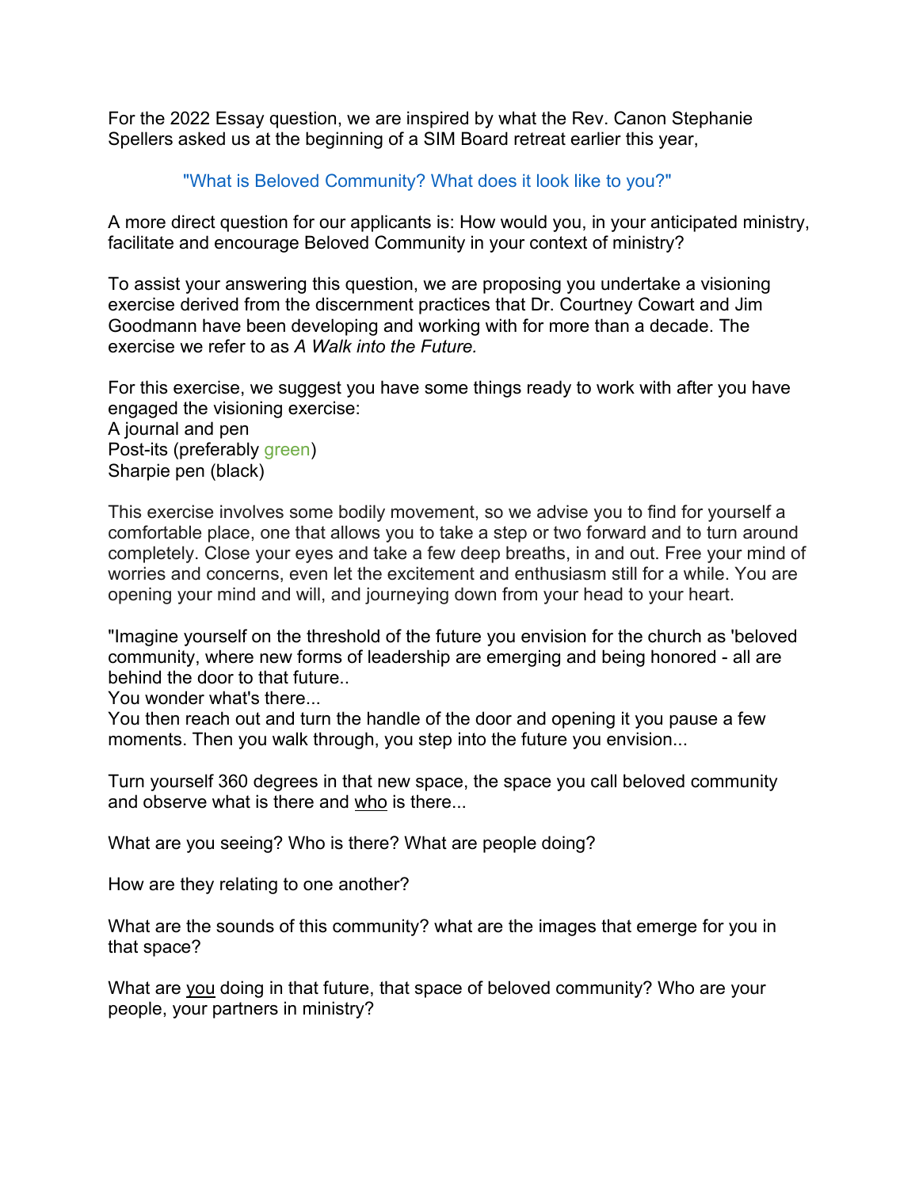For the 2022 Essay question, we are inspired by what the Rev. Canon Stephanie Spellers asked us at the beginning of a SIM Board retreat earlier this year,

> "What is Beloved Community? What does it look like to you?"

A more direct question for our applicants is: How would you, in your anticipated ministry, facilitate and encourage Beloved Community in your context of ministry?

To assist your answering this question, we are proposing you undertake a visioning exercise derived from the discernment practices that Dr. Courtney Cowart and Jim Goodmann have been developing and working with for more than a decade. The exercise we refer to as *A Walk into the Future.*

For this exercise, we suggest you have some things ready to work with after you have engaged the visioning exercise:
A journal and pen
Post-its (preferably green)
Sharpie pen (black)

This exercise involves some bodily movement, so we advise you to find for yourself a comfortable place, one that allows you to take a step or two forward and to turn around completely. Close your eyes and take a few deep breaths, in and out. Free your mind of worries and concerns, even let the excitement and enthusiasm still for a while. You are opening your mind and will, and journeying down from your head to your heart.

"Imagine yourself on the threshold of the future you envision for the church as 'beloved community, where new forms of leadership are emerging and being honored - all are behind the door to that future..
You wonder what's there...
You then reach out and turn the handle of the door and opening it you pause a few moments. Then you walk through, you step into the future you envision...

Turn yourself 360 degrees in that new space, the space you call beloved community and observe what is there and <u>who</u> is there...

What are you seeing? Who is there? What are people doing?

How are they relating to one another?

What are the sounds of this community? what are the images that emerge for you in that space?

What are <u>you</u> doing in that future, that space of beloved community? Who are your people, your partners in ministry?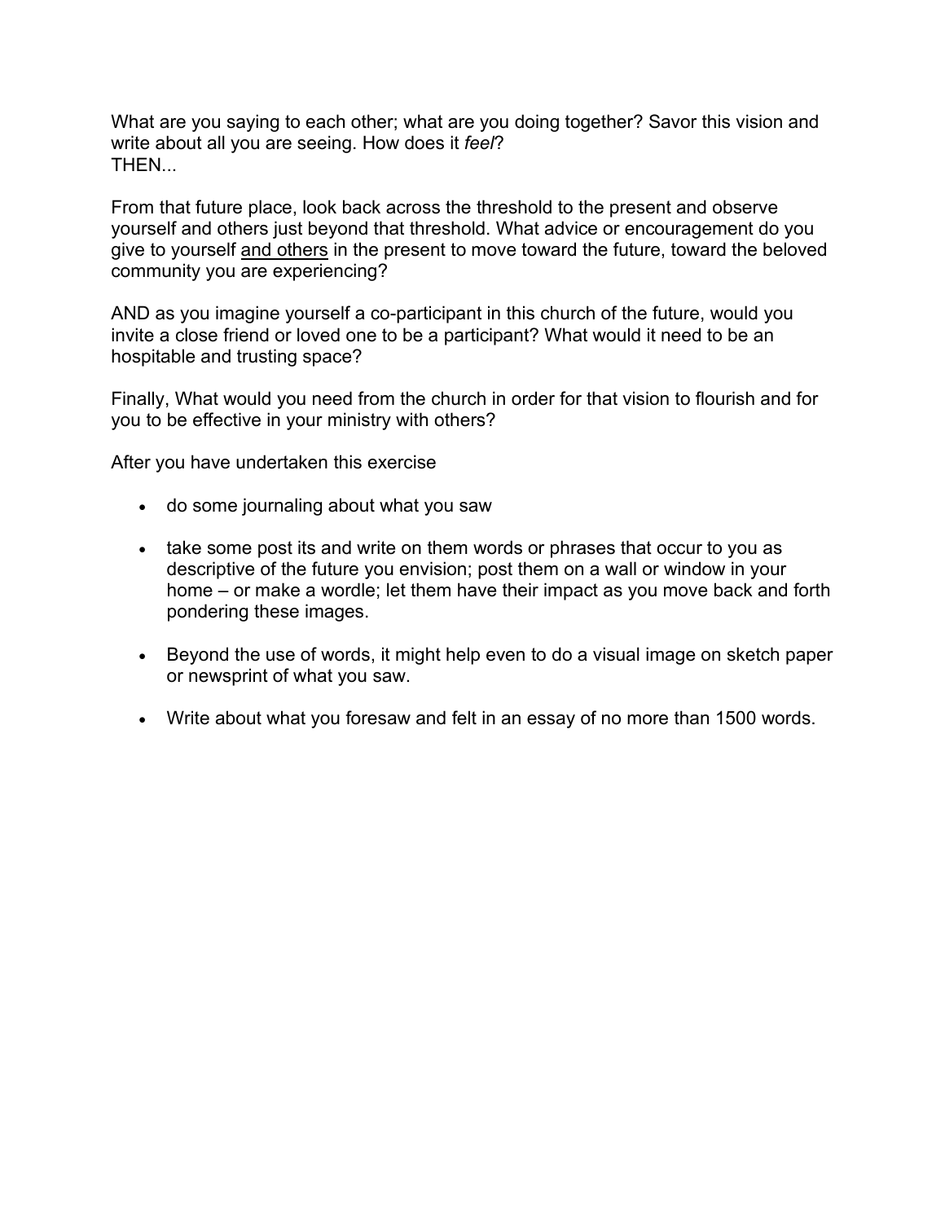What are you saying to each other; what are you doing together? Savor this vision and write about all you are seeing. How does it *feel*?
THEN...

From that future place, look back across the threshold to the present and observe yourself and others just beyond that threshold. What advice or encouragement do you give to yourself <u>and others</u> in the present to move toward the future, toward the beloved community you are experiencing?

AND as you imagine yourself a co-participant in this church of the future, would you invite a close friend or loved one to be a participant? What would it need to be an hospitable and trusting space?

Finally, What would you need from the church in order for that vision to flourish and for you to be effective in your ministry with others?

After you have undertaken this exercise

- do some journaling about what you saw
- take some post its and write on them words or phrases that occur to you as descriptive of the future you envision; post them on a wall or window in your home – or make a wordle; let them have their impact as you move back and forth pondering these images.
- Beyond the use of words, it might help even to do a visual image on sketch paper or newsprint of what you saw.
- Write about what you foresaw and felt in an essay of no more than 1500 words.